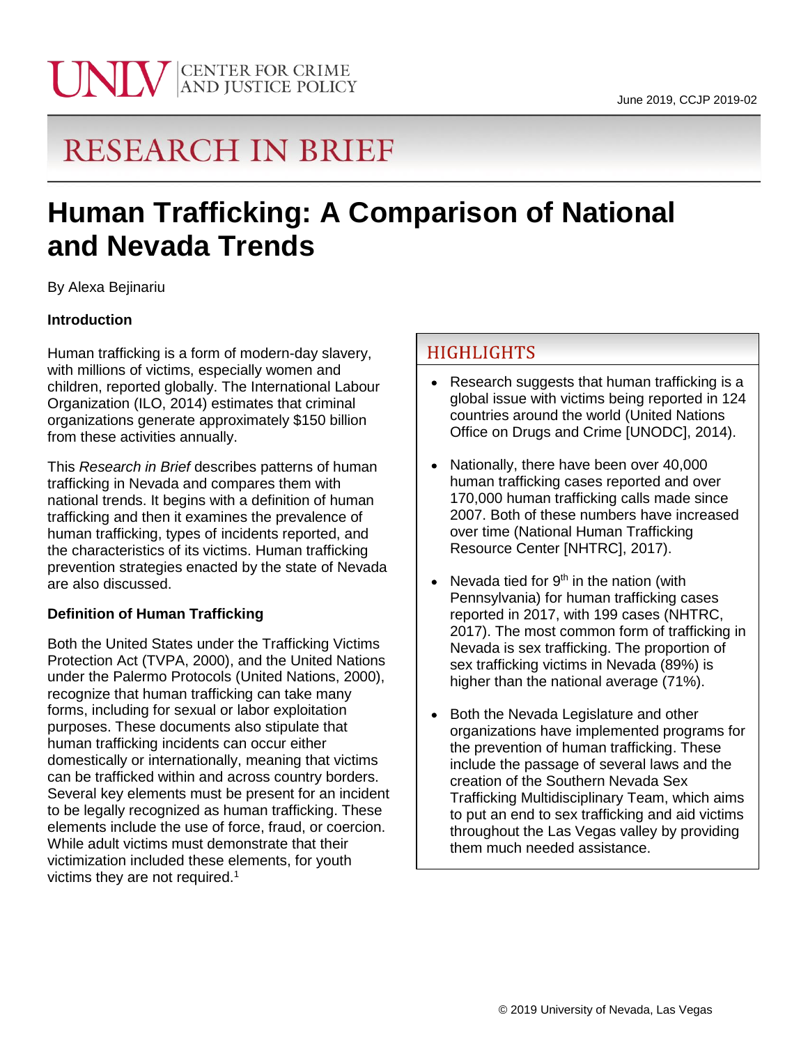UNLV | CENTER FOR CRIME AND JUSTICE POLICY

June 2019, CCJP 2019-02

# RESEARCH IN BRIEF

# Human Trafficking: A Comparison of National and Nevada Trends

By Alexa Bejinariu

**Introduction**

Human trafficking is a form of modern-day slavery, with millions of victims, especially women and children, reported globally. The International Labour Organization (ILO, 2014) estimates that criminal organizations generate approximately $150 billion from these activities annually.

This *Research in Brief* describes patterns of human trafficking in Nevada and compares them with national trends. It begins with a definition of human trafficking and then it examines the prevalence of human trafficking, types of incidents reported, and the characteristics of its victims. Human trafficking prevention strategies enacted by the state of Nevada are also discussed.

**Definition of Human Trafficking**

Both the United States under the Trafficking Victims Protection Act (TVPA, 2000), and the United Nations under the Palermo Protocols (United Nations, 2000), recognize that human trafficking can take many forms, including for sexual or labor exploitation purposes. These documents also stipulate that human trafficking incidents can occur either domestically or internationally, meaning that victims can be trafficked within and across country borders. Several key elements must be present for an incident to be legally recognized as human trafficking. These elements include the use of force, fraud, or coercion. While adult victims must demonstrate that their victimization included these elements, for youth victims they are not required.[1]

## HIGHLIGHTS

- Research suggests that human trafficking is a global issue with victims being reported in 124 countries around the world (United Nations Office on Drugs and Crime [UNODC], 2014).
- Nationally, there have been over 40,000 human trafficking cases reported and over 170,000 human trafficking calls made since 2007. Both of these numbers have increased over time (National Human Trafficking Resource Center [NHTRC], 2017).
- Nevada tied for 9th in the nation (with Pennsylvania) for human trafficking cases reported in 2017, with 199 cases (NHTRC, 2017). The most common form of trafficking in Nevada is sex trafficking. The proportion of sex trafficking victims in Nevada (89%) is higher than the national average (71%).
- Both the Nevada Legislature and other organizations have implemented programs for the prevention of human trafficking. These include the passage of several laws and the creation of the Southern Nevada Sex Trafficking Multidisciplinary Team, which aims to put an end to sex trafficking and aid victims throughout the Las Vegas valley by providing them much needed assistance.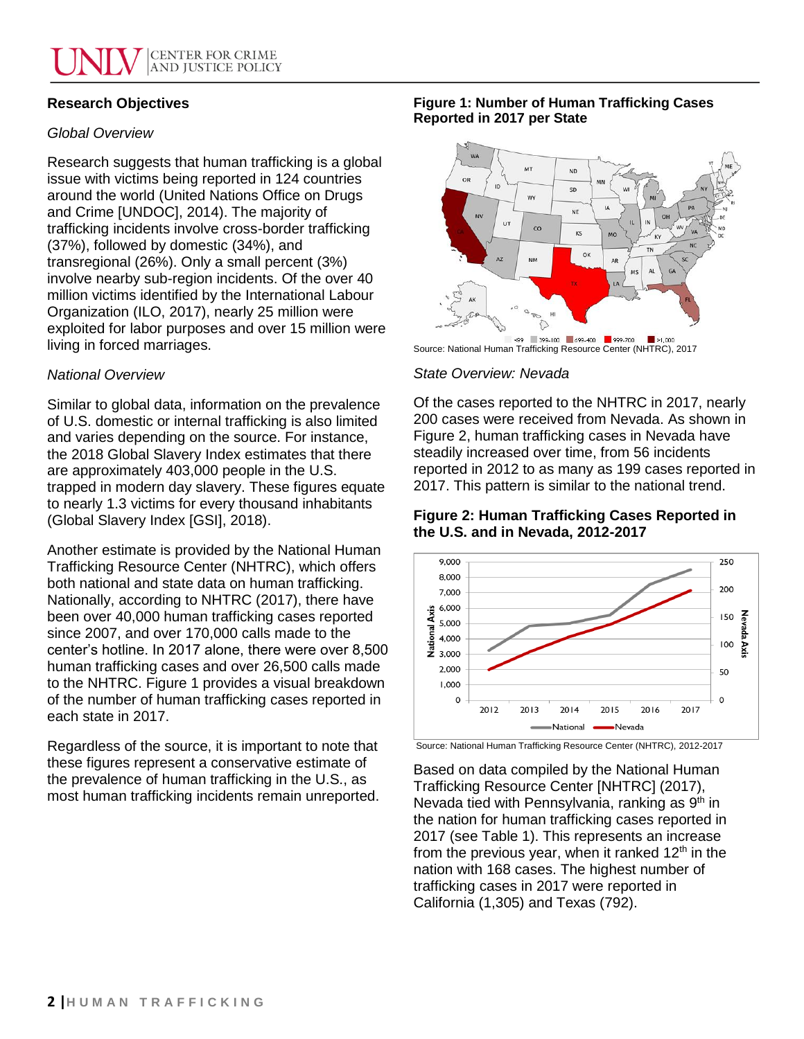## Research Objectives

*Global Overview*

Research suggests that human trafficking is a global issue with victims being reported in 124 countries around the world (United Nations Office on Drugs and Crime [UNDOC], 2014). The majority of trafficking incidents involve cross-border trafficking (37%), followed by domestic (34%), and transregional (26%). Only a small percent (3%) involve nearby sub-region incidents. Of the over 40 million victims identified by the International Labour Organization (ILO, 2017), nearly 25 million were exploited for labor purposes and over 15 million were living in forced marriages.

*National Overview*

Similar to global data, information on the prevalence of U.S. domestic or internal trafficking is also limited and varies depending on the source. For instance, the 2018 Global Slavery Index estimates that there are approximately 403,000 people in the U.S. trapped in modern day slavery. These figures equate to nearly 1.3 victims for every thousand inhabitants (Global Slavery Index [GSI], 2018).

Another estimate is provided by the National Human Trafficking Resource Center (NHTRC), which offers both national and state data on human trafficking. Nationally, according to NHTRC (2017), there have been over 40,000 human trafficking cases reported since 2007, and over 170,000 calls made to the center's hotline. In 2017 alone, there were over 8,500 human trafficking cases and over 26,500 calls made to the NHTRC. Figure 1 provides a visual breakdown of the number of human trafficking cases reported in each state in 2017.

Regardless of the source, it is important to note that these figures represent a conservative estimate of the prevalence of human trafficking in the U.S., as most human trafficking incidents remain unreported.

**Figure 1: Number of Human Trafficking Cases Reported in 2017 per State**

Source: National Human Trafficking Resource Center (NHTRC), 2017

*State Overview: Nevada*

Of the cases reported to the NHTRC in 2017, nearly 200 cases were received from Nevada. As shown in Figure 2, human trafficking cases in Nevada have steadily increased over time, from 56 incidents reported in 2012 to as many as 199 cases reported in 2017. This pattern is similar to the national trend.

**Figure 2: Human Trafficking Cases Reported in the U.S. and in Nevada, 2012-2017**

Source: National Human Trafficking Resource Center (NHTRC), 2012-2017

Based on data compiled by the National Human Trafficking Resource Center [NHTRC] (2017), Nevada tied with Pennsylvania, ranking as 9th in the nation for human trafficking cases reported in 2017 (see Table 1). This represents an increase from the previous year, when it ranked 12th in the nation with 168 cases. The highest number of trafficking cases in 2017 were reported in California (1,305) and Texas (792).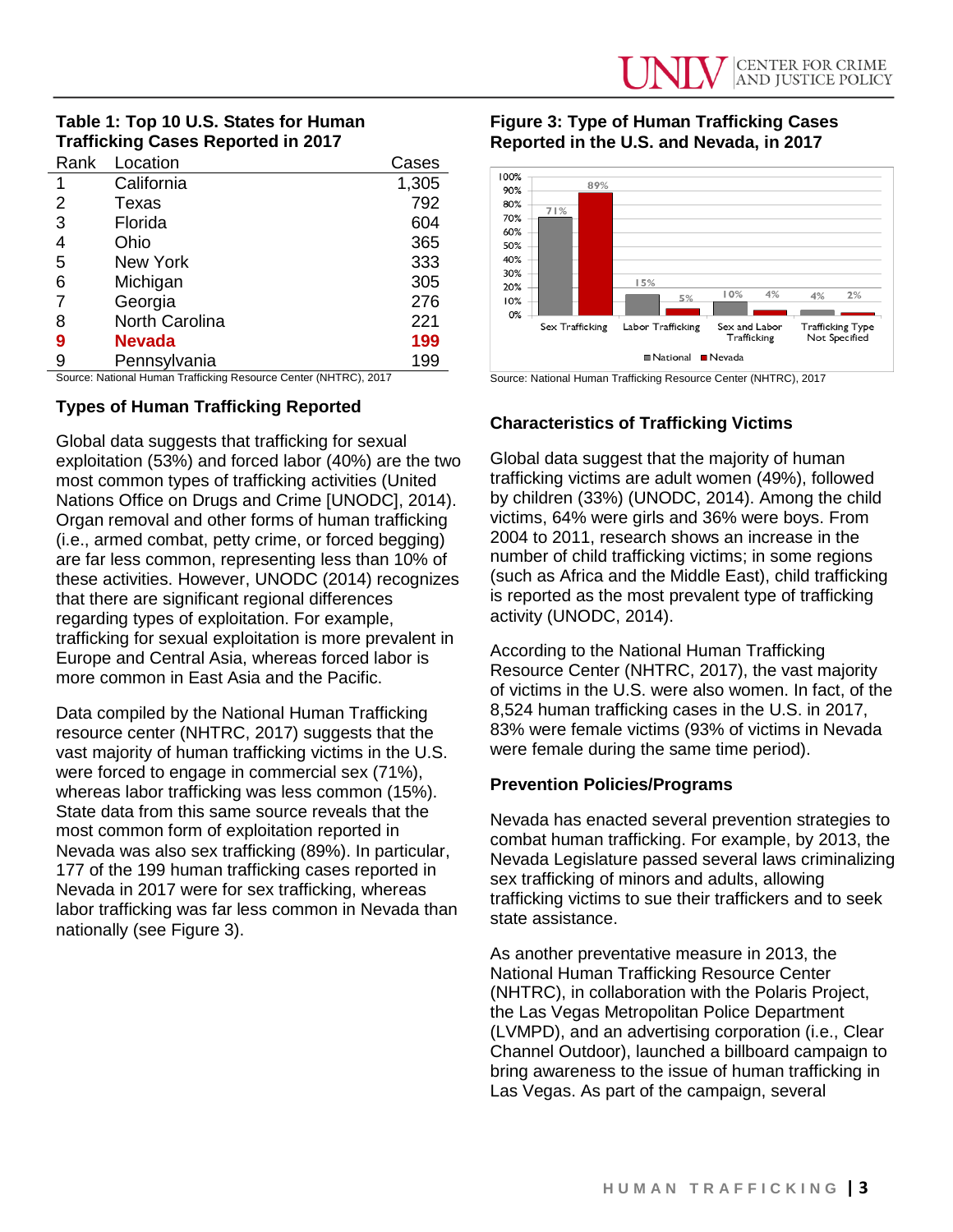**Table 1: Top 10 U.S. States for Human Trafficking Cases Reported in 2017**

| Rank | Location | Cases |
|---|---|---|
| 1 | California | 1,305 |
| 2 | Texas | 792 |
| 3 | Florida | 604 |
| 4 | Ohio | 365 |
| 5 | New York | 333 |
| 6 | Michigan | 305 |
| 7 | Georgia | 276 |
| 8 | North Carolina | 221 |
| **9** | **Nevada** | **199** |
| 9 | Pennsylvania | 199 |

Source: National Human Trafficking Resource Center (NHTRC), 2017

## Types of Human Trafficking Reported

Global data suggests that trafficking for sexual exploitation (53%) and forced labor (40%) are the two most common types of trafficking activities (United Nations Office on Drugs and Crime [UNODC], 2014). Organ removal and other forms of human trafficking (i.e., armed combat, petty crime, or forced begging) are far less common, representing less than 10% of these activities. However, UNODC (2014) recognizes that there are significant regional differences regarding types of exploitation. For example, trafficking for sexual exploitation is more prevalent in Europe and Central Asia, whereas forced labor is more common in East Asia and the Pacific.

Data compiled by the National Human Trafficking resource center (NHTRC, 2017) suggests that the vast majority of human trafficking victims in the U.S. were forced to engage in commercial sex (71%), whereas labor trafficking was less common (15%). State data from this same source reveals that the most common form of exploitation reported in Nevada was also sex trafficking (89%). In particular, 177 of the 199 human trafficking cases reported in Nevada in 2017 were for sex trafficking, whereas labor trafficking was far less common in Nevada than nationally (see Figure 3).

**Figure 3: Type of Human Trafficking Cases Reported in the U.S. and Nevada, in 2017**

| | Sex Trafficking | Labor Trafficking | Sex and Labor Trafficking | Trafficking Type Not Specified |
|---|---|---|---|---|
| National | 71% | 15% | 10% | 4% |
| Nevada | 89% | 5% | 4% | 2% |

Source: National Human Trafficking Resource Center (NHTRC), 2017

## Characteristics of Trafficking Victims

Global data suggest that the majority of human trafficking victims are adult women (49%), followed by children (33%) (UNODC, 2014). Among the child victims, 64% were girls and 36% were boys. From 2004 to 2011, research shows an increase in the number of child trafficking victims; in some regions (such as Africa and the Middle East), child trafficking is reported as the most prevalent type of trafficking activity (UNODC, 2014).

According to the National Human Trafficking Resource Center (NHTRC, 2017), the vast majority of victims in the U.S. were also women. In fact, of the 8,524 human trafficking cases in the U.S. in 2017, 83% were female victims (93% of victims in Nevada were female during the same time period).

## Prevention Policies/Programs

Nevada has enacted several prevention strategies to combat human trafficking. For example, by 2013, the Nevada Legislature passed several laws criminalizing sex trafficking of minors and adults, allowing trafficking victims to sue their traffickers and to seek state assistance.

As another preventative measure in 2013, the National Human Trafficking Resource Center (NHTRC), in collaboration with the Polaris Project, the Las Vegas Metropolitan Police Department (LVMPD), and an advertising corporation (i.e., Clear Channel Outdoor), launched a billboard campaign to bring awareness to the issue of human trafficking in Las Vegas. As part of the campaign, several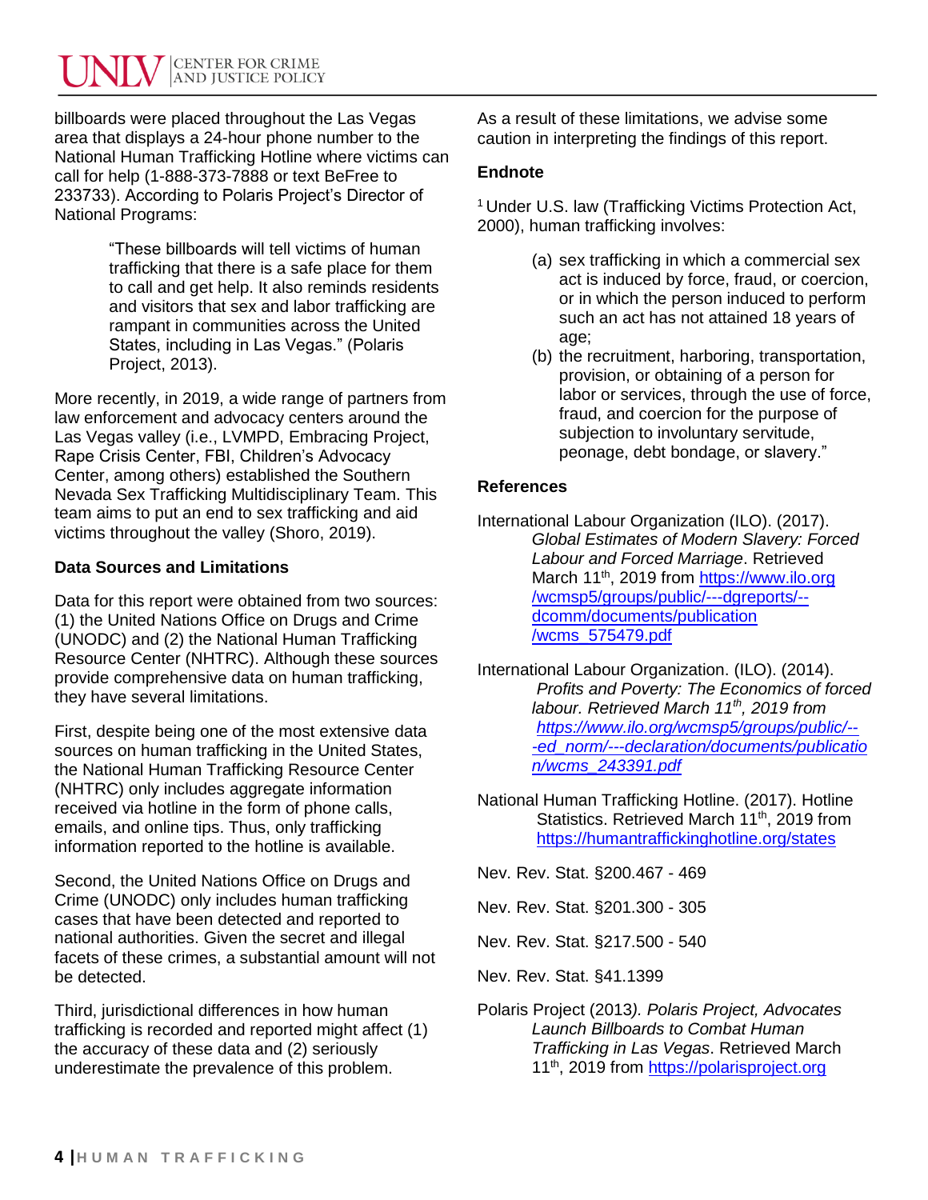billboards were placed throughout the Las Vegas area that displays a 24-hour phone number to the National Human Trafficking Hotline where victims can call for help (1-888-373-7888 or text BeFree to 233733). According to Polaris Project's Director of National Programs:

> "These billboards will tell victims of human trafficking that there is a safe place for them to call and get help. It also reminds residents and visitors that sex and labor trafficking are rampant in communities across the United States, including in Las Vegas." (Polaris Project, 2013).

More recently, in 2019, a wide range of partners from law enforcement and advocacy centers around the Las Vegas valley (i.e., LVMPD, Embracing Project, Rape Crisis Center, FBI, Children's Advocacy Center, among others) established the Southern Nevada Sex Trafficking Multidisciplinary Team. This team aims to put an end to sex trafficking and aid victims throughout the valley (Shoro, 2019).

**Data Sources and Limitations**

Data for this report were obtained from two sources: (1) the United Nations Office on Drugs and Crime (UNODC) and (2) the National Human Trafficking Resource Center (NHTRC). Although these sources provide comprehensive data on human trafficking, they have several limitations.

First, despite being one of the most extensive data sources on human trafficking in the United States, the National Human Trafficking Resource Center (NHTRC) only includes aggregate information received via hotline in the form of phone calls, emails, and online tips. Thus, only trafficking information reported to the hotline is available.

Second, the United Nations Office on Drugs and Crime (UNODC) only includes human trafficking cases that have been detected and reported to national authorities. Given the secret and illegal facets of these crimes, a substantial amount will not be detected.

Third, jurisdictional differences in how human trafficking is recorded and reported might affect (1) the accuracy of these data and (2) seriously underestimate the prevalence of this problem.

As a result of these limitations, we advise some caution in interpreting the findings of this report.

**Endnote**

[1] Under U.S. law (Trafficking Victims Protection Act, 2000), human trafficking involves:

> (a) sex trafficking in which a commercial sex act is induced by force, fraud, or coercion, or in which the person induced to perform such an act has not attained 18 years of age;
>
> (b) the recruitment, harboring, transportation, provision, or obtaining of a person for labor or services, through the use of force, fraud, and coercion for the purpose of subjection to involuntary servitude, peonage, debt bondage, or slavery."

**References**

International Labour Organization (ILO). (2017). *Global Estimates of Modern Slavery: Forced Labour and Forced Marriage*. Retrieved March 11th, 2019 from https://www.ilo.org/wcmsp5/groups/public/---dgreports/--dcomm/documents/publication/wcms_575479.pdf

International Labour Organization. (ILO). (2014). *Profits and Poverty: The Economics of forced labour. Retrieved March 11th, 2019 from https://www.ilo.org/wcmsp5/groups/public/---ed_norm/---declaration/documents/publication/wcms_243391.pdf*

National Human Trafficking Hotline. (2017). Hotline Statistics. Retrieved March 11th, 2019 from https://humantraffickinghotline.org/states

Nev. Rev. Stat. §200.467 - 469

Nev. Rev. Stat. §201.300 - 305

Nev. Rev. Stat. §217.500 - 540

Nev. Rev. Stat. §41.1399

Polaris Project (2013*). Polaris Project, Advocates Launch Billboards to Combat Human Trafficking in Las Vegas*. Retrieved March 11th, 2019 from https://polarisproject.org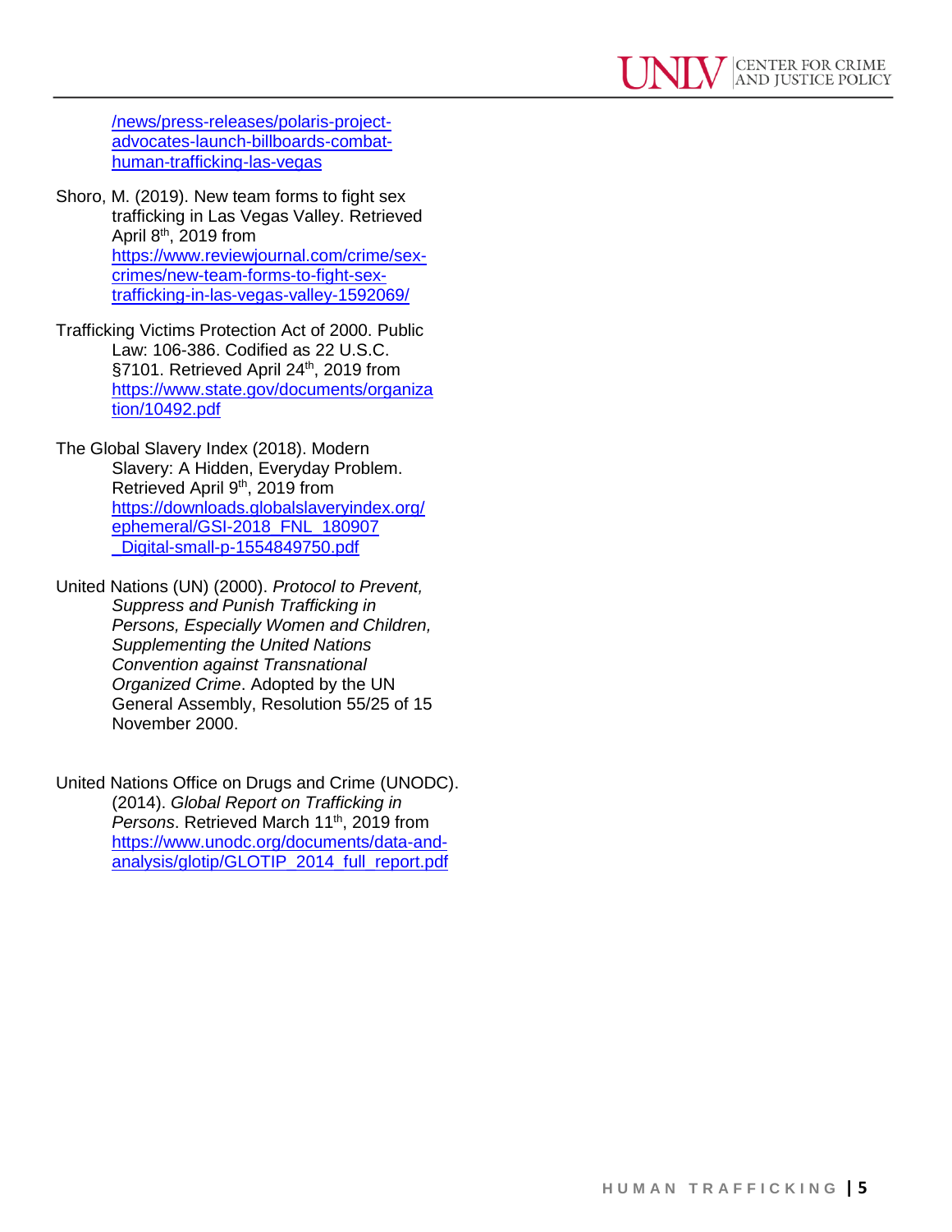/news/press-releases/polaris-project-advocates-launch-billboards-combat-human-trafficking-las-vegas

Shoro, M. (2019). New team forms to fight sex trafficking in Las Vegas Valley. Retrieved April 8th, 2019 from https://www.reviewjournal.com/crime/sex-crimes/new-team-forms-to-fight-sex-trafficking-in-las-vegas-valley-1592069/

Trafficking Victims Protection Act of 2000. Public Law: 106-386. Codified as 22 U.S.C. §7101. Retrieved April 24th, 2019 from https://www.state.gov/documents/organization/10492.pdf

The Global Slavery Index (2018). Modern Slavery: A Hidden, Everyday Problem. Retrieved April 9th, 2019 from https://downloads.globalslaveryindex.org/ephemeral/GSI-2018_FNL_180907_Digital-small-p-1554849750.pdf

United Nations (UN) (2000). *Protocol to Prevent, Suppress and Punish Trafficking in Persons, Especially Women and Children, Supplementing the United Nations Convention against Transnational Organized Crime*. Adopted by the UN General Assembly, Resolution 55/25 of 15 November 2000.

United Nations Office on Drugs and Crime (UNODC). (2014). *Global Report on Trafficking in Persons*. Retrieved March 11th, 2019 from https://www.unodc.org/documents/data-and-analysis/glotip/GLOTIP_2014_full_report.pdf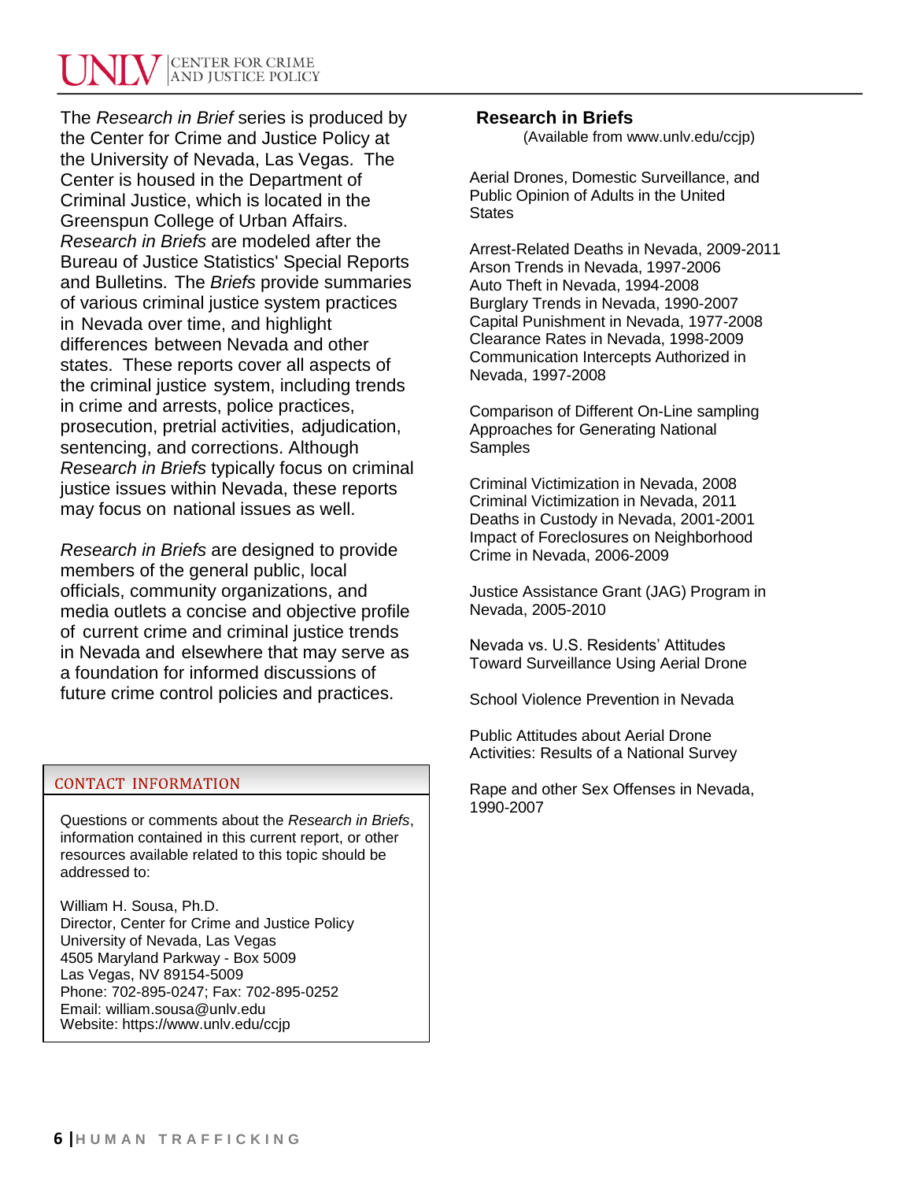The *Research in Brief* series is produced by the Center for Crime and Justice Policy at the University of Nevada, Las Vegas. The Center is housed in the Department of Criminal Justice, which is located in the Greenspun College of Urban Affairs. *Research in Briefs* are modeled after the Bureau of Justice Statistics' Special Reports and Bulletins. The *Briefs* provide summaries of various criminal justice system practices in Nevada over time, and highlight differences between Nevada and other states. These reports cover all aspects of the criminal justice system, including trends in crime and arrests, police practices, prosecution, pretrial activities, adjudication, sentencing, and corrections. Although *Research in Briefs* typically focus on criminal justice issues within Nevada, these reports may focus on national issues as well.

*Research in Briefs* are designed to provide members of the general public, local officials, community organizations, and media outlets a concise and objective profile of current crime and criminal justice trends in Nevada and elsewhere that may serve as a foundation for informed discussions of future crime control policies and practices.

## CONTACT INFORMATION

Questions or comments about the *Research in Briefs*, information contained in this current report, or other resources available related to this topic should be addressed to:

William H. Sousa, Ph.D.
Director, Center for Crime and Justice Policy
University of Nevada, Las Vegas
4505 Maryland Parkway - Box 5009
Las Vegas, NV 89154-5009
Phone: 702-895-0247; Fax: 702-895-0252
Email: william.sousa@unlv.edu
Website: https://www.unlv.edu/ccjp

## Research in Briefs

(Available from www.unlv.edu/ccjp)

Aerial Drones, Domestic Surveillance, and Public Opinion of Adults in the United States

Arrest-Related Deaths in Nevada, 2009-2011
Arson Trends in Nevada, 1997-2006
Auto Theft in Nevada, 1994-2008
Burglary Trends in Nevada, 1990-2007
Capital Punishment in Nevada, 1977-2008
Clearance Rates in Nevada, 1998-2009
Communication Intercepts Authorized in Nevada, 1997-2008

Comparison of Different On-Line sampling Approaches for Generating National Samples

Criminal Victimization in Nevada, 2008
Criminal Victimization in Nevada, 2011
Deaths in Custody in Nevada, 2001-2001
Impact of Foreclosures on Neighborhood Crime in Nevada, 2006-2009

Justice Assistance Grant (JAG) Program in Nevada, 2005-2010

Nevada vs. U.S. Residents' Attitudes Toward Surveillance Using Aerial Drone

School Violence Prevention in Nevada

Public Attitudes about Aerial Drone Activities: Results of a National Survey

Rape and other Sex Offenses in Nevada, 1990-2007